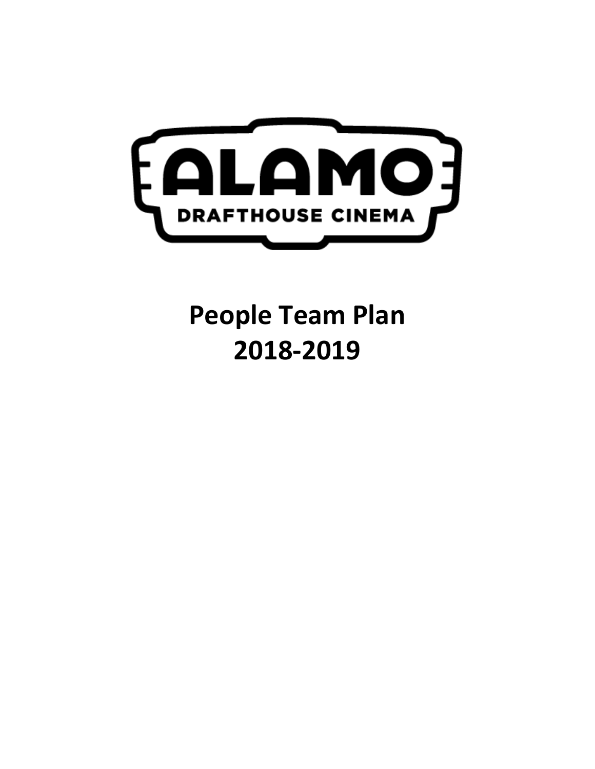ALAMO

DRAFTHOUSE CINEMA

# People Team Plan
# 2018-2019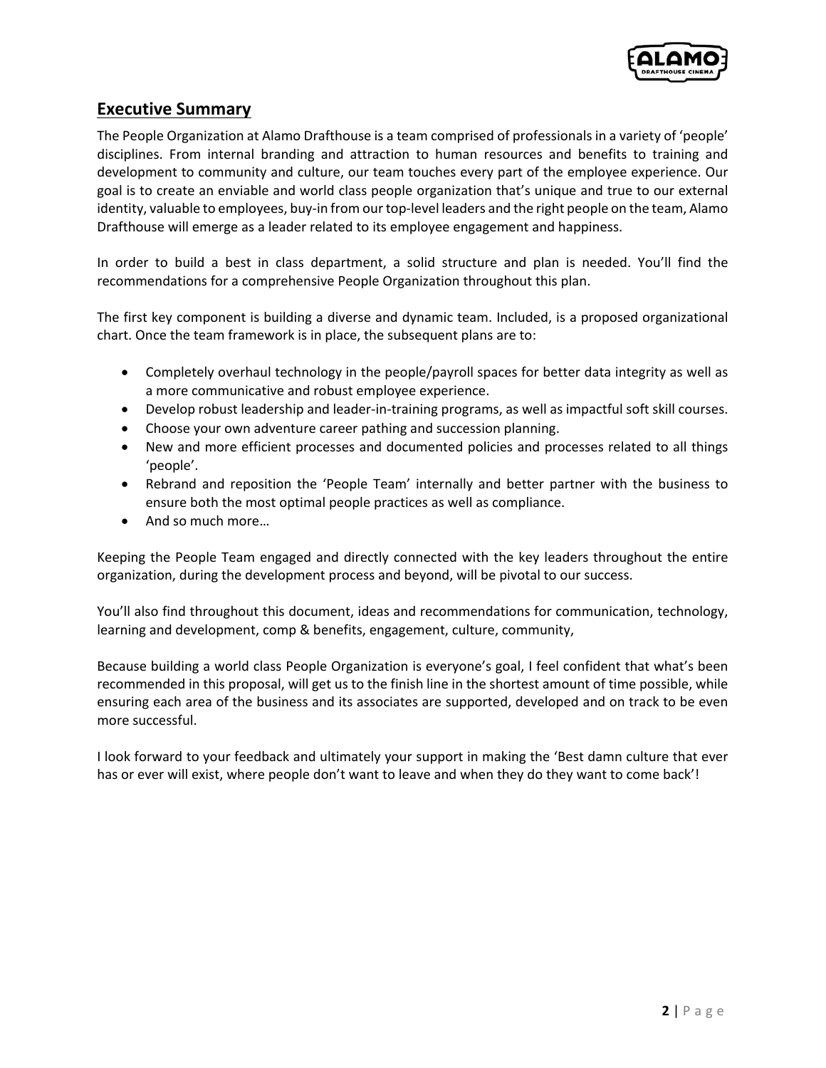## Executive Summary

The People Organization at Alamo Drafthouse is a team comprised of professionals in a variety of 'people' disciplines. From internal branding and attraction to human resources and benefits to training and development to community and culture, our team touches every part of the employee experience. Our goal is to create an enviable and world class people organization that's unique and true to our external identity, valuable to employees, buy-in from our top-level leaders and the right people on the team, Alamo Drafthouse will emerge as a leader related to its employee engagement and happiness.

In order to build a best in class department, a solid structure and plan is needed. You'll find the recommendations for a comprehensive People Organization throughout this plan.

The first key component is building a diverse and dynamic team. Included, is a proposed organizational chart. Once the team framework is in place, the subsequent plans are to:

- Completely overhaul technology in the people/payroll spaces for better data integrity as well as a more communicative and robust employee experience.
- Develop robust leadership and leader-in-training programs, as well as impactful soft skill courses.
- Choose your own adventure career pathing and succession planning.
- New and more efficient processes and documented policies and processes related to all things 'people'.
- Rebrand and reposition the 'People Team' internally and better partner with the business to ensure both the most optimal people practices as well as compliance.
- And so much more…

Keeping the People Team engaged and directly connected with the key leaders throughout the entire organization, during the development process and beyond, will be pivotal to our success.

You'll also find throughout this document, ideas and recommendations for communication, technology, learning and development, comp & benefits, engagement, culture, community,

Because building a world class People Organization is everyone's goal, I feel confident that what's been recommended in this proposal, will get us to the finish line in the shortest amount of time possible, while ensuring each area of the business and its associates are supported, developed and on track to be even more successful.

I look forward to your feedback and ultimately your support in making the 'Best damn culture that ever has or ever will exist, where people don't want to leave and when they do they want to come back'!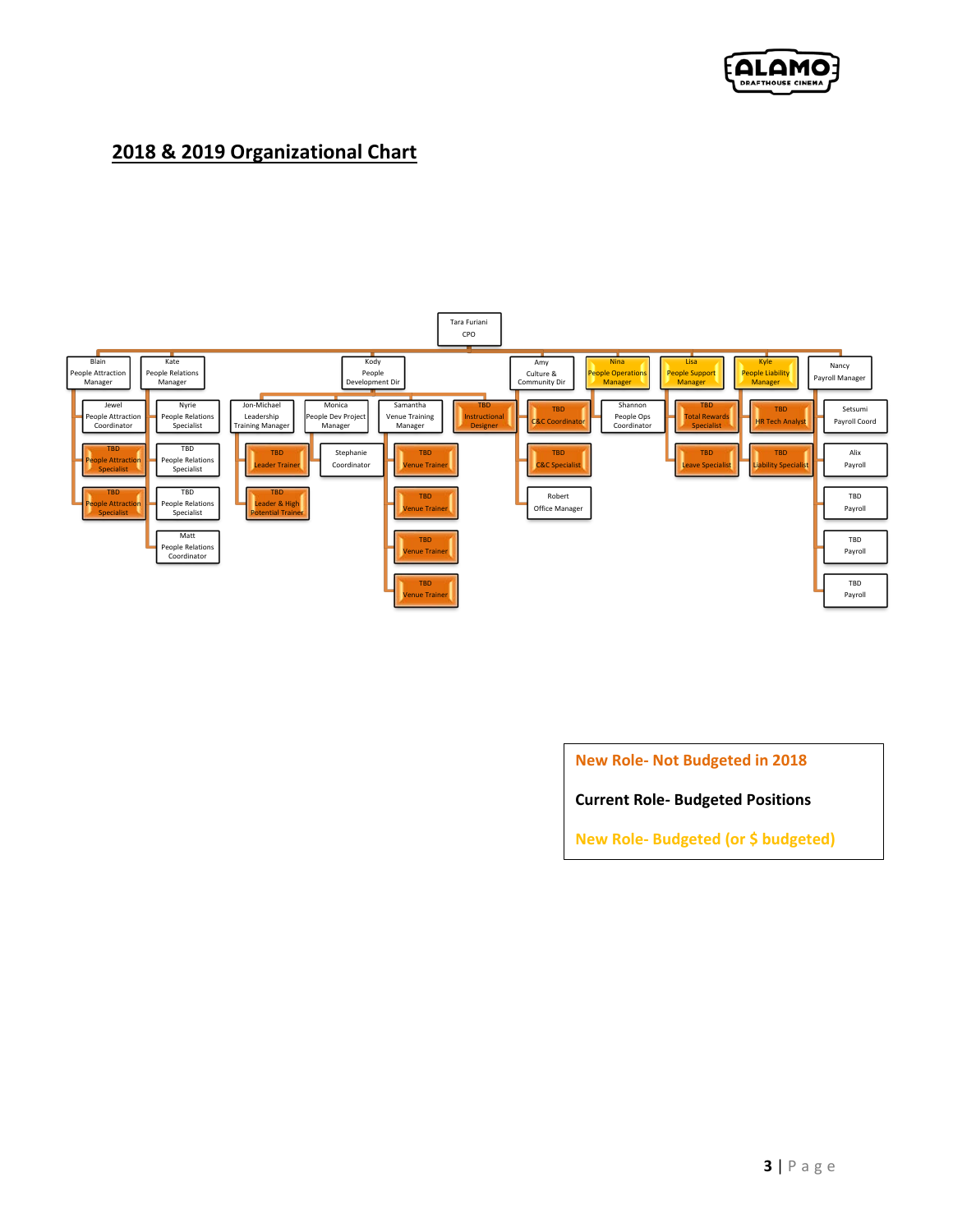## 2018 & 2019 Organizational Chart

**Tara Furiani** — CPO

- **Blain** — People Attraction Manager
  - Jewel — People Attraction Coordinator
  - TBD — People Attraction Specialist
  - TBD — People Attraction Specialist
- **Kate** — People Relations Manager
  - Nyrie — People Relations Specialist
  - TBD — People Relations Specialist
  - TBD — People Relations Specialist
  - Matt — People Relations Coordinator
- **Kody** — People Development Dir
  - Jon-Michael — Leadership Training Manager
    - TBD — Leader Trainer
    - TBD — Leader & High Potential Trainer
  - Monica — People Dev Project Manager
    - Stephanie — Coordinator
  - Samantha — Venue Training Manager
    - TBD — Venue Trainer
    - TBD — Venue Trainer
    - TBD — Venue Trainer
    - TBD — Venue Trainer
  - TBD — Instructional Designer
- **Amy** — Culture & Community Dir
  - TBD — C&C Coordinator
  - TBD — C&C Specialist
  - Robert — Office Manager
- **Nina** — People Operations Manager
  - Shannon — People Ops Coordinator
- **Lisa** — People Support Manager
  - TBD — Total Rewards Specialist
  - TBD — Leave Specialist
- **Kyle** — People Liability Manager
  - TBD — HR Tech Analyst
  - TBD — Liability Specialist
- **Nancy** — Payroll Manager
  - Setsumi — Payroll Coord
  - Alix — Payroll
  - TBD — Payroll
  - TBD — Payroll
  - TBD — Payroll

**Legend:**

- New Role- Not Budgeted in 2018
- Current Role- Budgeted Positions
- New Role- Budgeted (or $ budgeted)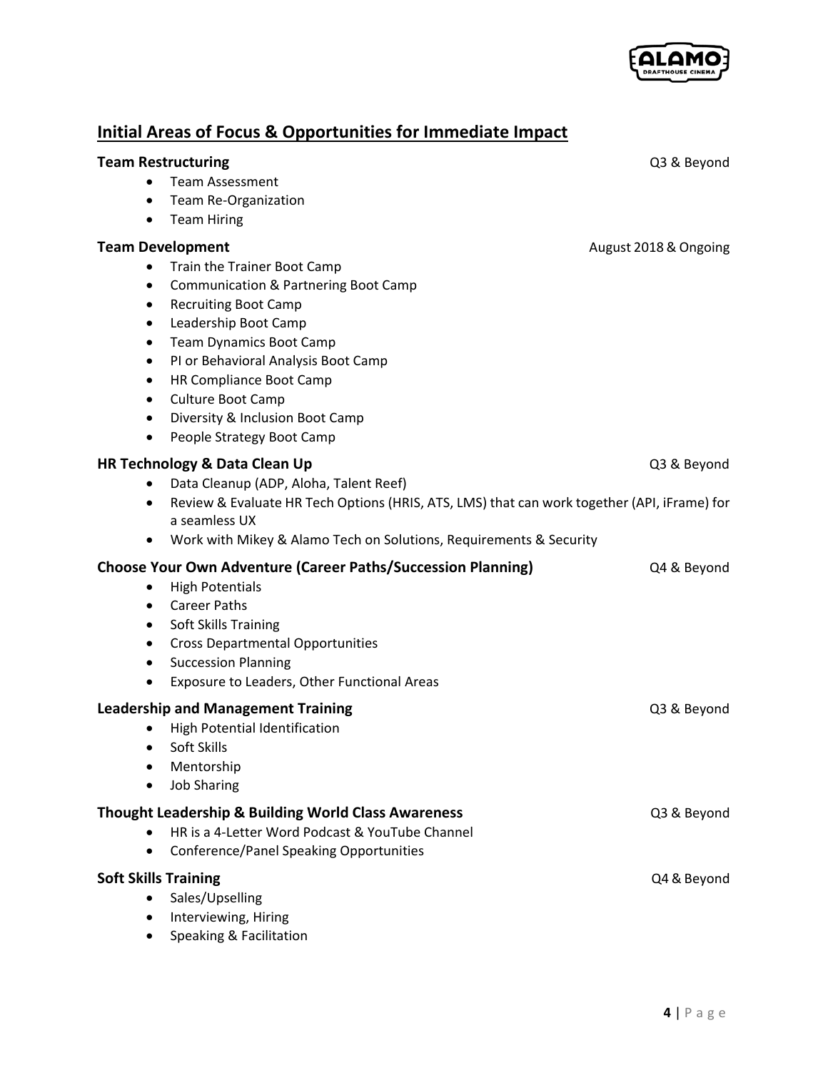## Initial Areas of Focus & Opportunities for Immediate Impact

**Team Restructuring** — Q3 & Beyond

- Team Assessment
- Team Re-Organization
- Team Hiring

**Team Development** — August 2018 & Ongoing

- Train the Trainer Boot Camp
- Communication & Partnering Boot Camp
- Recruiting Boot Camp
- Leadership Boot Camp
- Team Dynamics Boot Camp
- PI or Behavioral Analysis Boot Camp
- HR Compliance Boot Camp
- Culture Boot Camp
- Diversity & Inclusion Boot Camp
- People Strategy Boot Camp

**HR Technology & Data Clean Up** — Q3 & Beyond

- Data Cleanup (ADP, Aloha, Talent Reef)
- Review & Evaluate HR Tech Options (HRIS, ATS, LMS) that can work together (API, iFrame) for a seamless UX
- Work with Mikey & Alamo Tech on Solutions, Requirements & Security

**Choose Your Own Adventure (Career Paths/Succession Planning)** — Q4 & Beyond

- High Potentials
- Career Paths
- Soft Skills Training
- Cross Departmental Opportunities
- Succession Planning
- Exposure to Leaders, Other Functional Areas

**Leadership and Management Training** — Q3 & Beyond

- High Potential Identification
- Soft Skills
- Mentorship
- Job Sharing

**Thought Leadership & Building World Class Awareness** — Q3 & Beyond

- HR is a 4-Letter Word Podcast & YouTube Channel
- Conference/Panel Speaking Opportunities

**Soft Skills Training** — Q4 & Beyond

- Sales/Upselling
- Interviewing, Hiring
- Speaking & Facilitation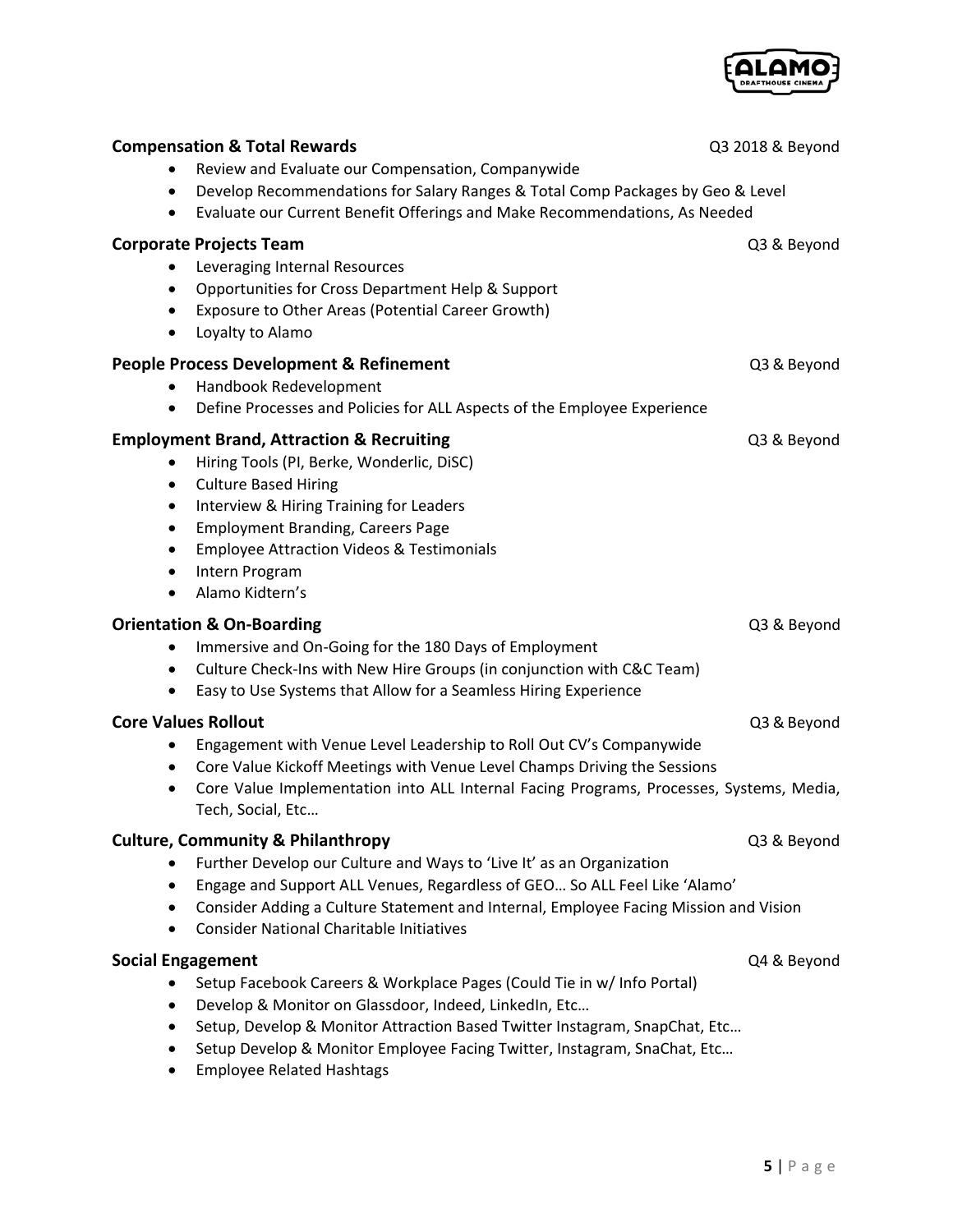**Compensation & Total Rewards** Q3 2018 & Beyond

- Review and Evaluate our Compensation, Companywide
- Develop Recommendations for Salary Ranges & Total Comp Packages by Geo & Level
- Evaluate our Current Benefit Offerings and Make Recommendations, As Needed

**Corporate Projects Team** Q3 & Beyond

- Leveraging Internal Resources
- Opportunities for Cross Department Help & Support
- Exposure to Other Areas (Potential Career Growth)
- Loyalty to Alamo

**People Process Development & Refinement** Q3 & Beyond

- Handbook Redevelopment
- Define Processes and Policies for ALL Aspects of the Employee Experience

**Employment Brand, Attraction & Recruiting** Q3 & Beyond

- Hiring Tools (PI, Berke, Wonderlic, DiSC)
- Culture Based Hiring
- Interview & Hiring Training for Leaders
- Employment Branding, Careers Page
- Employee Attraction Videos & Testimonials
- Intern Program
- Alamo Kidtern's

**Orientation & On-Boarding** Q3 & Beyond

- Immersive and On-Going for the 180 Days of Employment
- Culture Check-Ins with New Hire Groups (in conjunction with C&C Team)
- Easy to Use Systems that Allow for a Seamless Hiring Experience

**Core Values Rollout** Q3 & Beyond

- Engagement with Venue Level Leadership to Roll Out CV's Companywide
- Core Value Kickoff Meetings with Venue Level Champs Driving the Sessions
- Core Value Implementation into ALL Internal Facing Programs, Processes, Systems, Media, Tech, Social, Etc…

**Culture, Community & Philanthropy** Q3 & Beyond

- Further Develop our Culture and Ways to 'Live It' as an Organization
- Engage and Support ALL Venues, Regardless of GEO… So ALL Feel Like 'Alamo'
- Consider Adding a Culture Statement and Internal, Employee Facing Mission and Vision
- Consider National Charitable Initiatives

**Social Engagement** Q4 & Beyond

- Setup Facebook Careers & Workplace Pages (Could Tie in w/ Info Portal)
- Develop & Monitor on Glassdoor, Indeed, LinkedIn, Etc…
- Setup, Develop & Monitor Attraction Based Twitter Instagram, SnapChat, Etc…
- Setup Develop & Monitor Employee Facing Twitter, Instagram, SnaChat, Etc…
- Employee Related Hashtags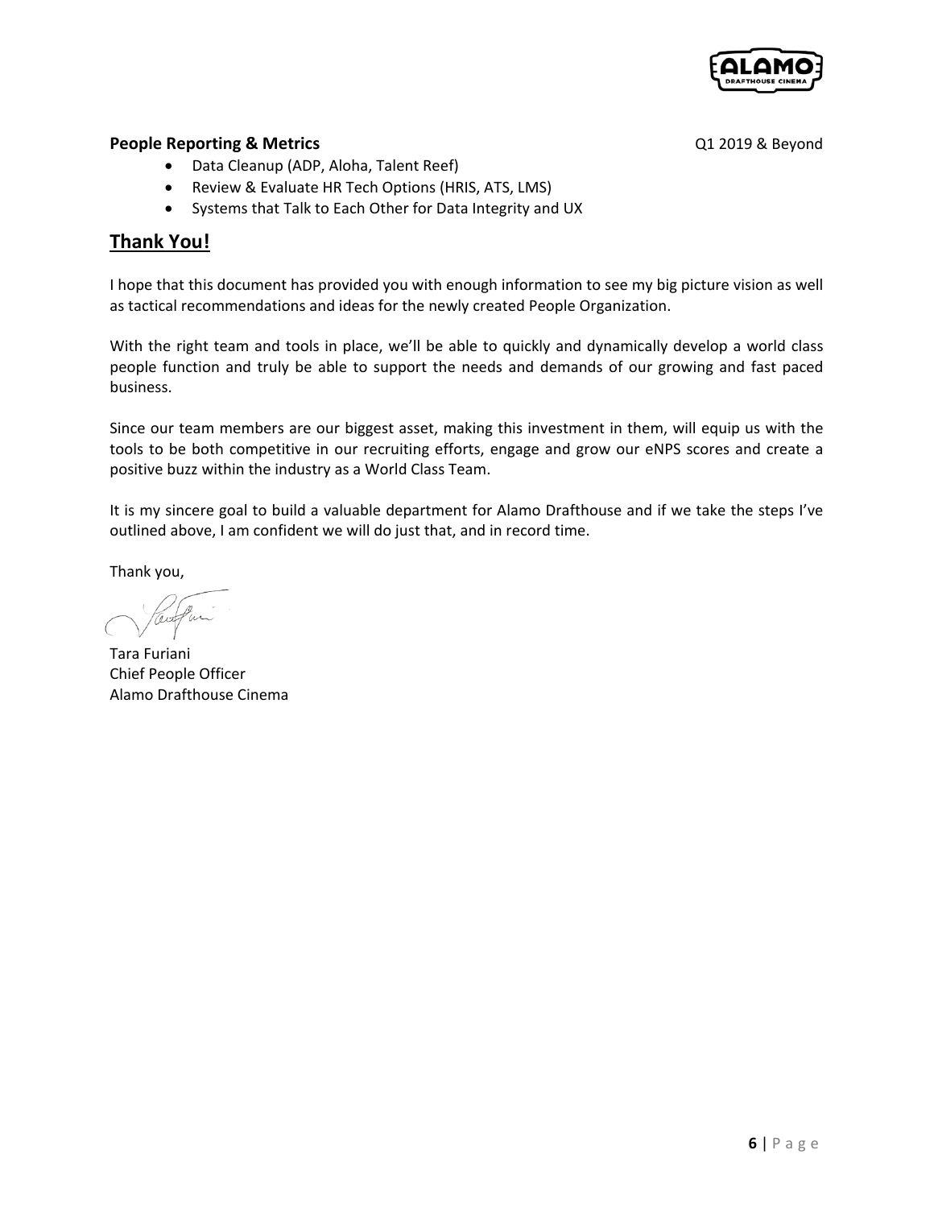**People Reporting & Metrics** Q1 2019 & Beyond

- Data Cleanup (ADP, Aloha, Talent Reef)
- Review & Evaluate HR Tech Options (HRIS, ATS, LMS)
- Systems that Talk to Each Other for Data Integrity and UX

## Thank You!

I hope that this document has provided you with enough information to see my big picture vision as well as tactical recommendations and ideas for the newly created People Organization.

With the right team and tools in place, we'll be able to quickly and dynamically develop a world class people function and truly be able to support the needs and demands of our growing and fast paced business.

Since our team members are our biggest asset, making this investment in them, will equip us with the tools to be both competitive in our recruiting efforts, engage and grow our eNPS scores and create a positive buzz within the industry as a World Class Team.

It is my sincere goal to build a valuable department for Alamo Drafthouse and if we take the steps I've outlined above, I am confident we will do just that, and in record time.

Thank you,

Tara Furiani
Chief People Officer
Alamo Drafthouse Cinema